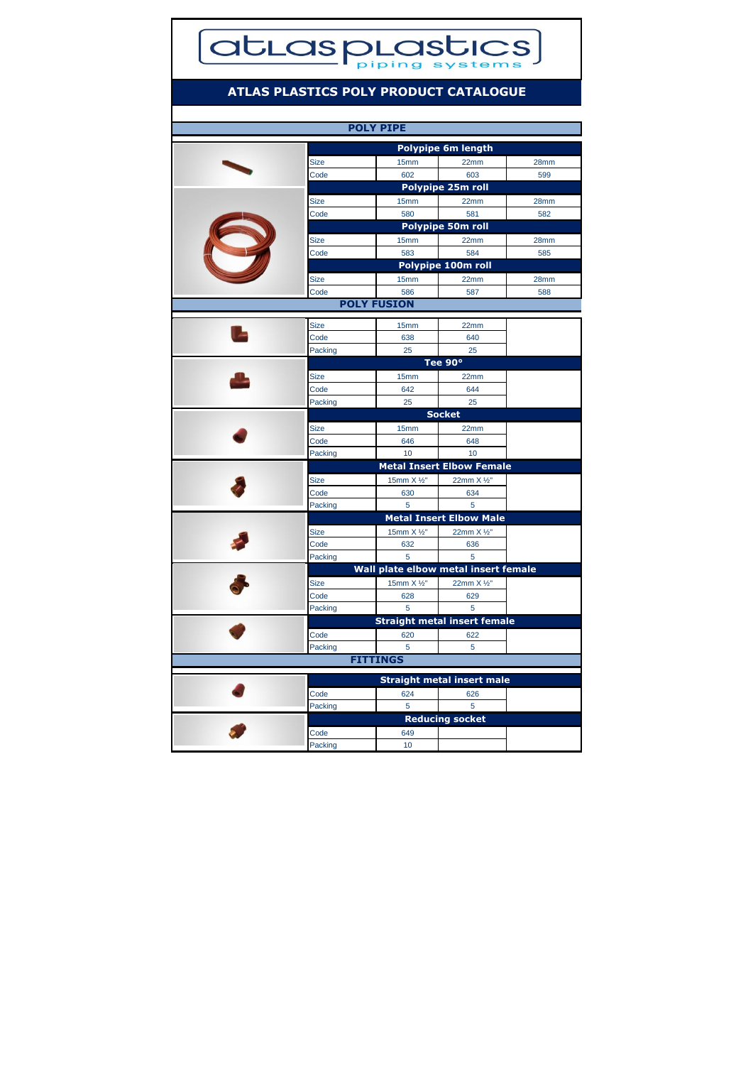# ATLAS PLASTICS POLY PRODUCT CATALOGUE

## POLY PIPE

**Polypipe 6m length**

| Size | 15mm | 22mm | 28mm |
|---|---|---|---|
| Code | 602 | 603 | 599 |

**Polypipe 25m roll**

| Size | 15mm | 22mm | 28mm |
|---|---|---|---|
| Code | 580 | 581 | 582 |

**Polypipe 50m roll**

| Size | 15mm | 22mm | 28mm |
|---|---|---|---|
| Code | 583 | 584 | 585 |

**Polypipe 100m roll**

| Size | 15mm | 22mm | 28mm |
|---|---|---|---|
| Code | 586 | 587 | 588 |

## POLY FUSION

| Size | 15mm | 22mm |
|---|---|---|
| Code | 638 | 640 |
| Packing | 25 | 25 |

**Tee 90°**

| Size | 15mm | 22mm |
|---|---|---|
| Code | 642 | 644 |
| Packing | 25 | 25 |

**Socket**

| Size | 15mm | 22mm |
|---|---|---|
| Code | 646 | 648 |
| Packing | 10 | 10 |

**Metal Insert Elbow Female**

| Size | 15mm X ½" | 22mm X ½" |
|---|---|---|
| Code | 630 | 634 |
| Packing | 5 | 5 |

**Metal Insert Elbow Male**

| Size | 15mm X ½" | 22mm X ½" |
|---|---|---|
| Code | 632 | 636 |
| Packing | 5 | 5 |

**Wall plate elbow metal insert female**

| Size | 15mm X ½" | 22mm X ½" |
|---|---|---|
| Code | 628 | 629 |
| Packing | 5 | 5 |

**Straight metal insert female**

| Code | 620 | 622 |
|---|---|---|
| Packing | 5 | 5 |

## FITTINGS

**Straight metal insert male**

| Code | 624 | 626 |
|---|---|---|
| Packing | 5 | 5 |

**Reducing socket**

| Code | 649 |
|---|---|
| Packing | 10 |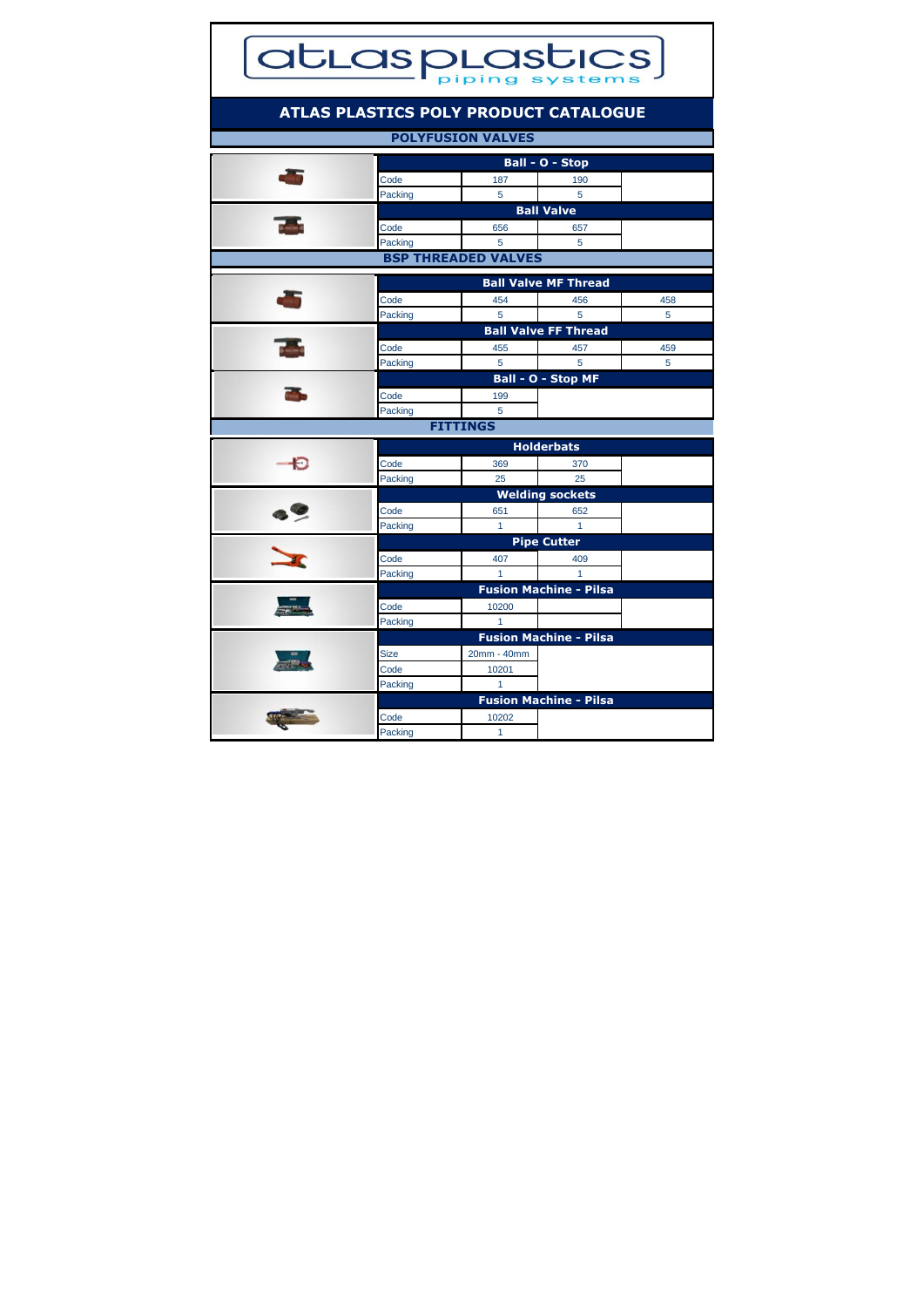# ATLAS PLASTICS POLY PRODUCT CATALOGUE

## POLYFUSION VALVES

### Ball - O - Stop

| | | | |
|---|---|---|---|
| Code | 187 | 190 | |
| Packing | 5 | 5 | |

### Ball Valve

| | | | |
|---|---|---|---|
| Code | 656 | 657 | |
| Packing | 5 | 5 | |

## BSP THREADED VALVES

### Ball Valve MF Thread

| | | | |
|---|---|---|---|
| Code | 454 | 456 | 458 |
| Packing | 5 | 5 | 5 |

### Ball Valve FF Thread

| | | | |
|---|---|---|---|
| Code | 455 | 457 | 459 |
| Packing | 5 | 5 | 5 |

### Ball - O - Stop MF

| | |
|---|---|
| Code | 199 |
| Packing | 5 |

## FITTINGS

### Holderbats

| | | |
|---|---|---|
| Code | 369 | 370 |
| Packing | 25 | 25 |

### Welding sockets

| | | |
|---|---|---|
| Code | 651 | 652 |
| Packing | 1 | 1 |

### Pipe Cutter

| | | |
|---|---|---|
| Code | 407 | 409 |
| Packing | 1 | 1 |

### Fusion Machine - Pilsa

| | |
|---|---|
| Code | 10200 |
| Packing | 1 |

### Fusion Machine - Pilsa

| | |
|---|---|
| Size | 20mm - 40mm |
| Code | 10201 |
| Packing | 1 |

### Fusion Machine - Pilsa

| | |
|---|---|
| Code | 10202 |
| Packing | 1 |